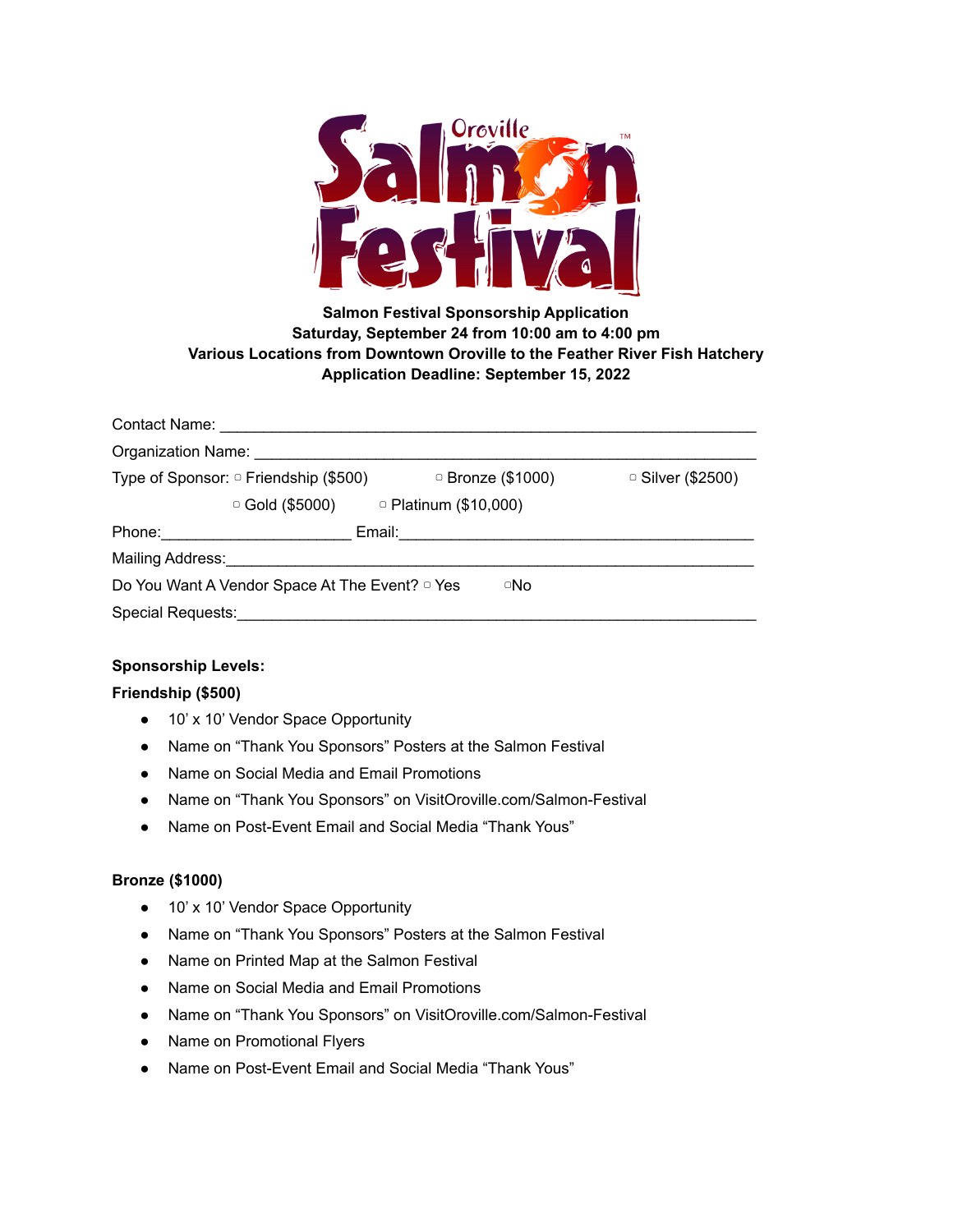# Oroville Salmon Festival™

**Salmon Festival Sponsorship Application**
**Saturday, September 24 from 10:00 am to 4:00 pm**
**Various Locations from Downtown Oroville to the Feather River Fish Hatchery**
**Application Deadline: September 15, 2022**

Contact Name: ____________________________________________________________

Organization Name: ________________________________________________________

Type of Sponsor: ▢ Friendship ($500) ▢ Bronze ($1000) ▢ Silver ($2500)
▢ Gold ($5000) ▢ Platinum ($10,000)

Phone:______________________ Email:________________________________________

Mailing Address:___________________________________________________________

Do You Want A Vendor Space At The Event? ▢ Yes ▢No

Special Requests:__________________________________________________________

**Sponsorship Levels:**

**Friendship ($500)**

- 10' x 10' Vendor Space Opportunity
- Name on "Thank You Sponsors" Posters at the Salmon Festival
- Name on Social Media and Email Promotions
- Name on "Thank You Sponsors" on VisitOroville.com/Salmon-Festival
- Name on Post-Event Email and Social Media "Thank Yous"

**Bronze ($1000)**

- 10' x 10' Vendor Space Opportunity
- Name on "Thank You Sponsors" Posters at the Salmon Festival
- Name on Printed Map at the Salmon Festival
- Name on Social Media and Email Promotions
- Name on "Thank You Sponsors" on VisitOroville.com/Salmon-Festival
- Name on Promotional Flyers
- Name on Post-Event Email and Social Media "Thank Yous"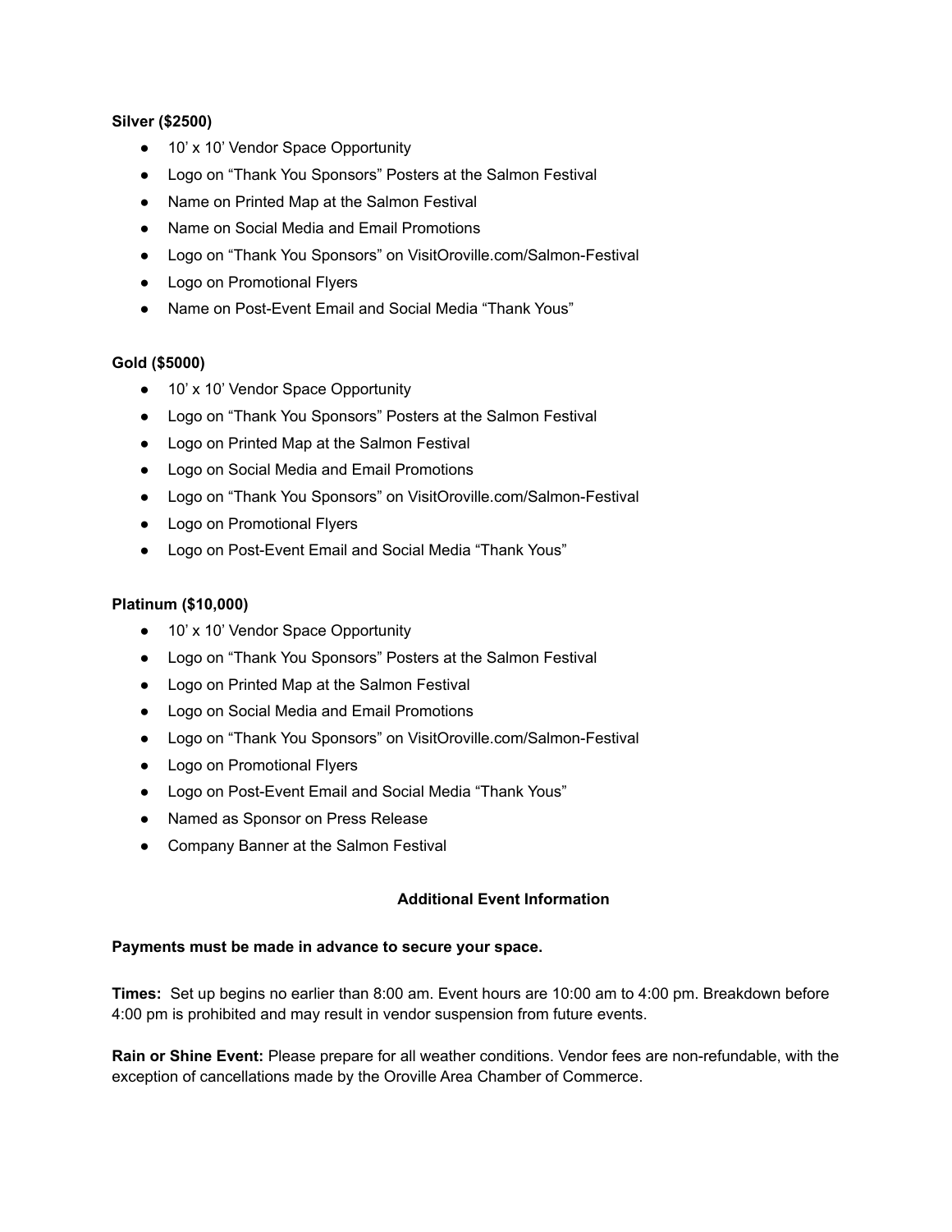**Silver ($2500)**

- 10’ x 10’ Vendor Space Opportunity
- Logo on “Thank You Sponsors” Posters at the Salmon Festival
- Name on Printed Map at the Salmon Festival
- Name on Social Media and Email Promotions
- Logo on “Thank You Sponsors” on VisitOroville.com/Salmon-Festival
- Logo on Promotional Flyers
- Name on Post-Event Email and Social Media “Thank Yous”

**Gold ($5000)**

- 10’ x 10’ Vendor Space Opportunity
- Logo on “Thank You Sponsors” Posters at the Salmon Festival
- Logo on Printed Map at the Salmon Festival
- Logo on Social Media and Email Promotions
- Logo on “Thank You Sponsors” on VisitOroville.com/Salmon-Festival
- Logo on Promotional Flyers
- Logo on Post-Event Email and Social Media “Thank Yous”

**Platinum ($10,000)**

- 10’ x 10’ Vendor Space Opportunity
- Logo on “Thank You Sponsors” Posters at the Salmon Festival
- Logo on Printed Map at the Salmon Festival
- Logo on Social Media and Email Promotions
- Logo on “Thank You Sponsors” on VisitOroville.com/Salmon-Festival
- Logo on Promotional Flyers
- Logo on Post-Event Email and Social Media “Thank Yous”
- Named as Sponsor on Press Release
- Company Banner at the Salmon Festival

**Additional Event Information**

**Payments must be made in advance to secure your space.**

**Times:** Set up begins no earlier than 8:00 am. Event hours are 10:00 am to 4:00 pm. Breakdown before 4:00 pm is prohibited and may result in vendor suspension from future events.

**Rain or Shine Event:** Please prepare for all weather conditions. Vendor fees are non-refundable, with the exception of cancellations made by the Oroville Area Chamber of Commerce.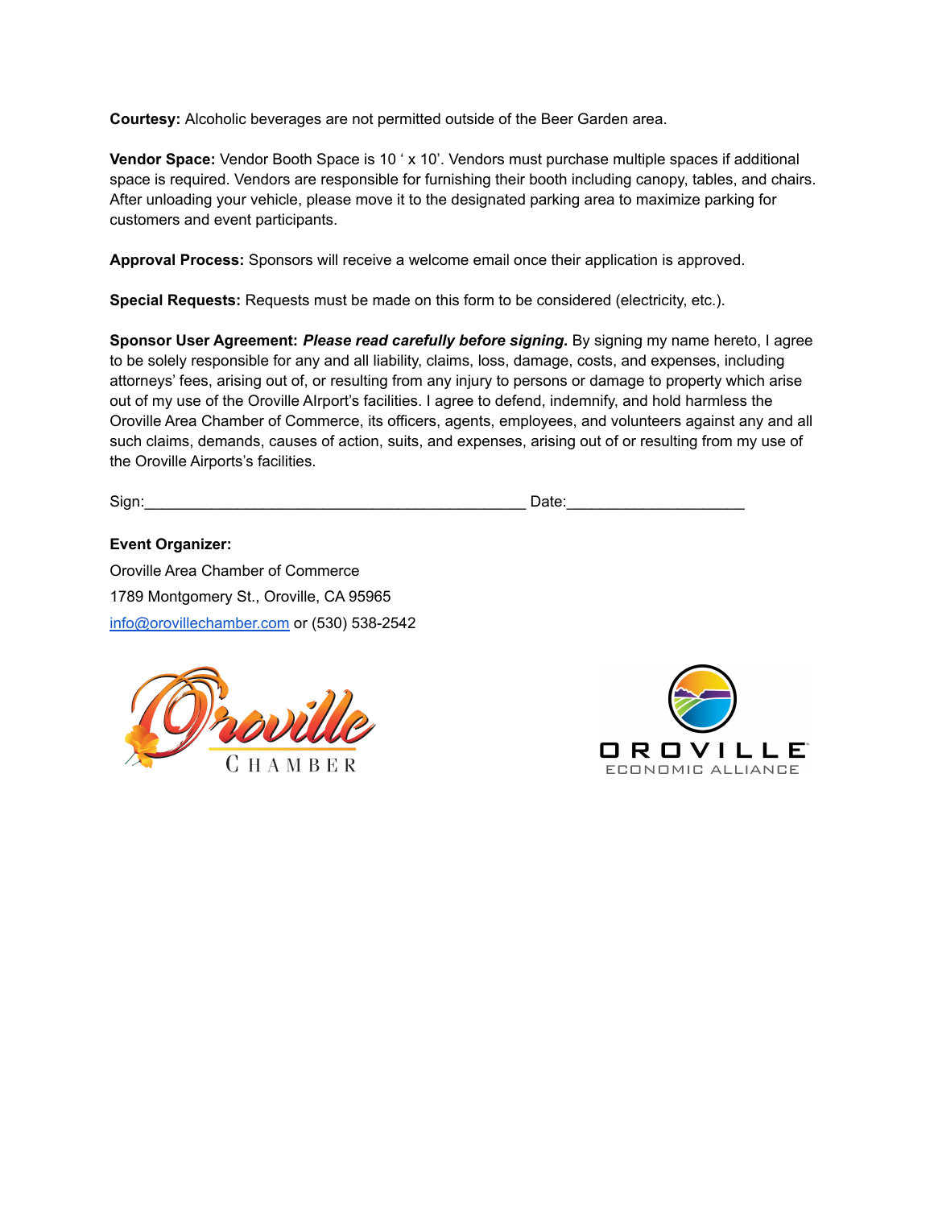**Courtesy:** Alcoholic beverages are not permitted outside of the Beer Garden area.

**Vendor Space:** Vendor Booth Space is 10 ' x 10'. Vendors must purchase multiple spaces if additional space is required. Vendors are responsible for furnishing their booth including canopy, tables, and chairs. After unloading your vehicle, please move it to the designated parking area to maximize parking for customers and event participants.

**Approval Process:** Sponsors will receive a welcome email once their application is approved.

**Special Requests:** Requests must be made on this form to be considered (electricity, etc.).

**Sponsor User Agreement:** ***Please read carefully before signing.*** By signing my name hereto, I agree to be solely responsible for any and all liability, claims, loss, damage, costs, and expenses, including attorneys' fees, arising out of, or resulting from any injury to persons or damage to property which arise out of my use of the Oroville AIrport's facilities. I agree to defend, indemnify, and hold harmless the Oroville Area Chamber of Commerce, its officers, agents, employees, and volunteers against any and all such claims, demands, causes of action, suits, and expenses, arising out of or resulting from my use of the Oroville Airports's facilities.

Sign:_____________________________________________ Date:____________________

**Event Organizer:**

Oroville Area Chamber of Commerce

1789 Montgomery St., Oroville, CA 95965

info@orovillechamber.com or (530) 538-2542

Oroville CHAMBER

OROVILLE ECONOMIC ALLIANCE